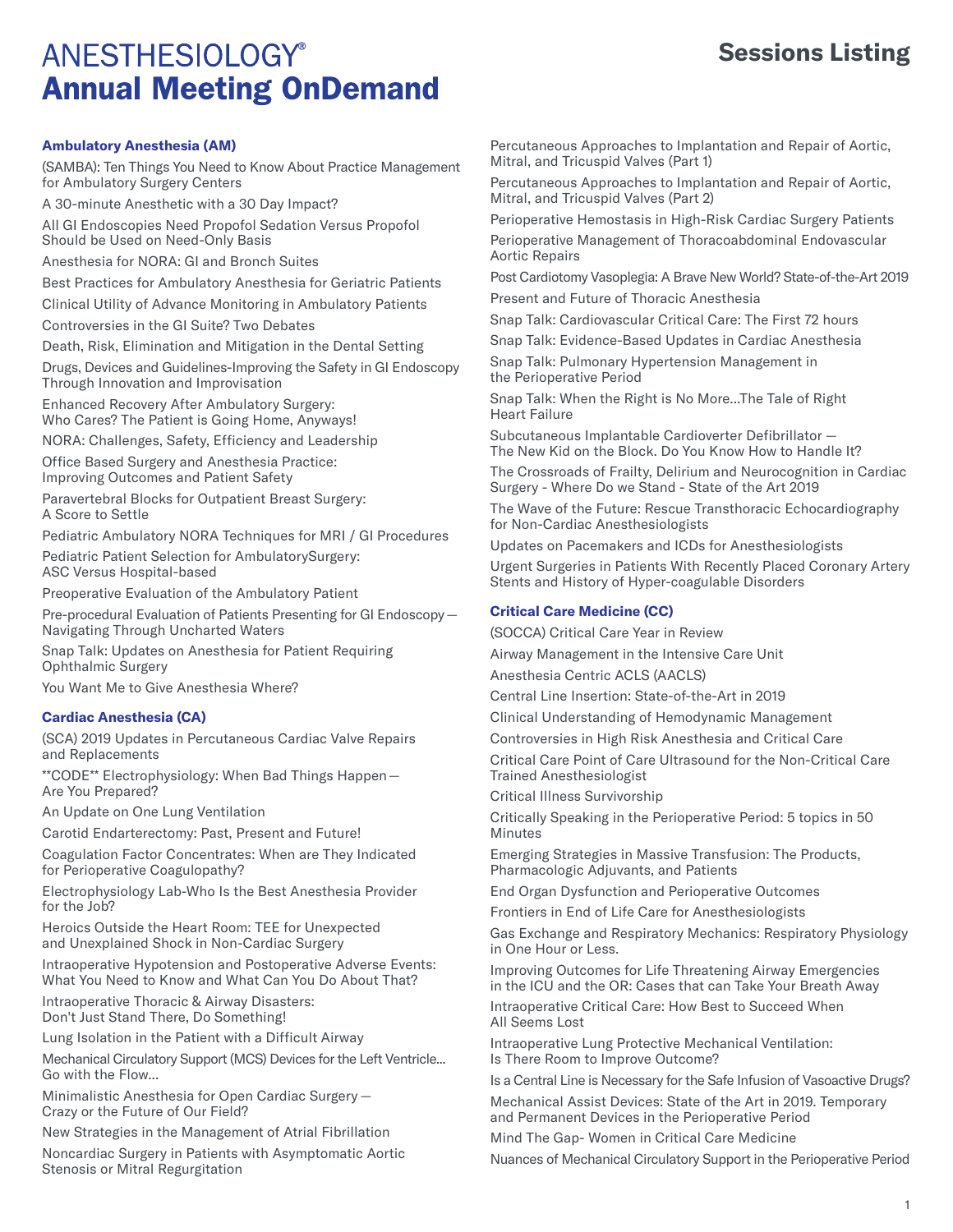# ANESTHESIOLOGY®
# Annual Meeting OnDemand

## Sessions Listing

### Ambulatory Anesthesia (AM)

(SAMBA): Ten Things You Need to Know About Practice Management for Ambulatory Surgery Centers

A 30-minute Anesthetic with a 30 Day Impact?

All GI Endoscopies Need Propofol Sedation Versus Propofol Should be Used on Need-Only Basis

Anesthesia for NORA: GI and Bronch Suites

Best Practices for Ambulatory Anesthesia for Geriatric Patients

Clinical Utility of Advance Monitoring in Ambulatory Patients

Controversies in the GI Suite? Two Debates

Death, Risk, Elimination and Mitigation in the Dental Setting

Drugs, Devices and Guidelines-Improving the Safety in GI Endoscopy Through Innovation and Improvisation

Enhanced Recovery After Ambulatory Surgery: Who Cares? The Patient is Going Home, Anyways!

NORA: Challenges, Safety, Efficiency and Leadership

Office Based Surgery and Anesthesia Practice: Improving Outcomes and Patient Safety

Paravertebral Blocks for Outpatient Breast Surgery: A Score to Settle

Pediatric Ambulatory NORA Techniques for MRI / GI Procedures

Pediatric Patient Selection for AmbulatorySurgery: ASC Versus Hospital-based

Preoperative Evaluation of the Ambulatory Patient

Pre-procedural Evaluation of Patients Presenting for GI Endoscopy — Navigating Through Uncharted Waters

Snap Talk: Updates on Anesthesia for Patient Requiring Ophthalmic Surgery

You Want Me to Give Anesthesia Where?

### Cardiac Anesthesia (CA)

(SCA) 2019 Updates in Percutaneous Cardiac Valve Repairs and Replacements

**CODE** Electrophysiology: When Bad Things Happen — Are You Prepared?

An Update on One Lung Ventilation

Carotid Endarterectomy: Past, Present and Future!

Coagulation Factor Concentrates: When are They Indicated for Perioperative Coagulopathy?

Electrophysiology Lab-Who Is the Best Anesthesia Provider for the Job?

Heroics Outside the Heart Room: TEE for Unexpected and Unexplained Shock in Non-Cardiac Surgery

Intraoperative Hypotension and Postoperative Adverse Events: What You Need to Know and What Can You Do About That?

Intraoperative Thoracic & Airway Disasters: Don't Just Stand There, Do Something!

Lung Isolation in the Patient with a Difficult Airway

Mechanical Circulatory Support (MCS) Devices for the Left Ventricle... Go with the Flow...

Minimalistic Anesthesia for Open Cardiac Surgery — Crazy or the Future of Our Field?

New Strategies in the Management of Atrial Fibrillation

Noncardiac Surgery in Patients with Asymptomatic Aortic Stenosis or Mitral Regurgitation

Percutaneous Approaches to Implantation and Repair of Aortic, Mitral, and Tricuspid Valves (Part 1)

Percutaneous Approaches to Implantation and Repair of Aortic, Mitral, and Tricuspid Valves (Part 2)

Perioperative Hemostasis in High-Risk Cardiac Surgery Patients

Perioperative Management of Thoracoabdominal Endovascular Aortic Repairs

Post Cardiotomy Vasoplegia: A Brave New World? State-of-the-Art 2019

Present and Future of Thoracic Anesthesia

Snap Talk: Cardiovascular Critical Care: The First 72 hours

Snap Talk: Evidence-Based Updates in Cardiac Anesthesia

Snap Talk: Pulmonary Hypertension Management in the Perioperative Period

Snap Talk: When the Right is No More...The Tale of Right Heart Failure

Subcutaneous Implantable Cardioverter Defibrillator — The New Kid on the Block. Do You Know How to Handle It?

The Crossroads of Frailty, Delirium and Neurocognition in Cardiac Surgery - Where Do we Stand - State of the Art 2019

The Wave of the Future: Rescue Transthoracic Echocardiography for Non-Cardiac Anesthesiologists

Updates on Pacemakers and ICDs for Anesthesiologists

Urgent Surgeries in Patients With Recently Placed Coronary Artery Stents and History of Hyper-coagulable Disorders

### Critical Care Medicine (CC)

(SOCCA) Critical Care Year in Review

Airway Management in the Intensive Care Unit

Anesthesia Centric ACLS (AACLS)

Central Line Insertion: State-of-the-Art in 2019

Clinical Understanding of Hemodynamic Management

Controversies in High Risk Anesthesia and Critical Care

Critical Care Point of Care Ultrasound for the Non-Critical Care Trained Anesthesiologist

Critical Illness Survivorship

Critically Speaking in the Perioperative Period: 5 topics in 50 Minutes

Emerging Strategies in Massive Transfusion: The Products, Pharmacologic Adjuvants, and Patients

End Organ Dysfunction and Perioperative Outcomes

Frontiers in End of Life Care for Anesthesiologists

Gas Exchange and Respiratory Mechanics: Respiratory Physiology in One Hour or Less.

Improving Outcomes for Life Threatening Airway Emergencies in the ICU and the OR: Cases that can Take Your Breath Away

Intraoperative Critical Care: How Best to Succeed When All Seems Lost

Intraoperative Lung Protective Mechanical Ventilation: Is There Room to Improve Outcome?

Is a Central Line is Necessary for the Safe Infusion of Vasoactive Drugs?

Mechanical Assist Devices: State of the Art in 2019. Temporary and Permanent Devices in the Perioperative Period

Mind The Gap- Women in Critical Care Medicine

Nuances of Mechanical Circulatory Support in the Perioperative Period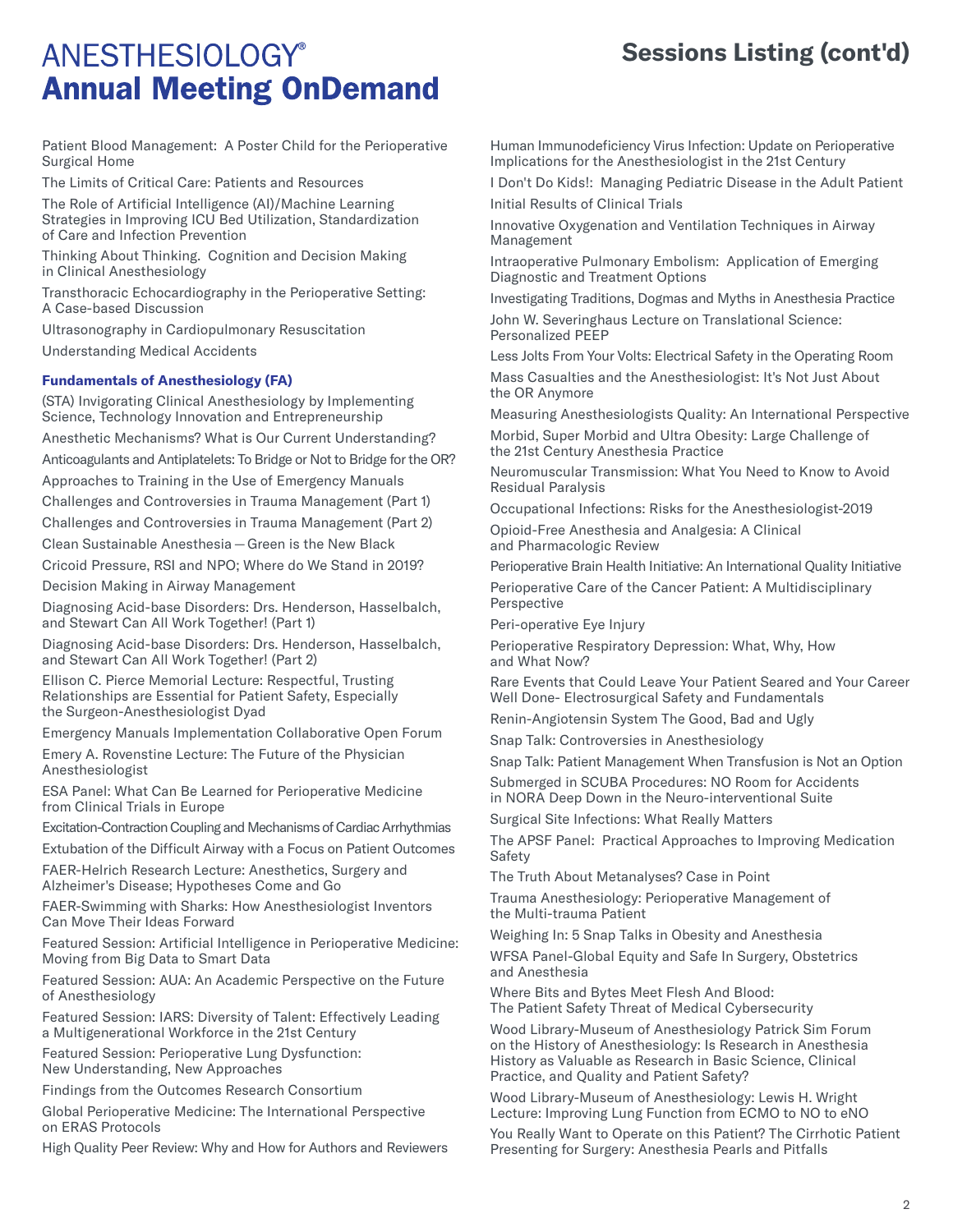# ANESTHESIOLOGY®
# Annual Meeting OnDemand

## Sessions Listing (cont'd)

Patient Blood Management: A Poster Child for the Perioperative Surgical Home

The Limits of Critical Care: Patients and Resources

The Role of Artificial Intelligence (AI)/Machine Learning Strategies in Improving ICU Bed Utilization, Standardization of Care and Infection Prevention

Thinking About Thinking. Cognition and Decision Making in Clinical Anesthesiology

Transthoracic Echocardiography in the Perioperative Setting: A Case-based Discussion

Ultrasonography in Cardiopulmonary Resuscitation

Understanding Medical Accidents

### Fundamentals of Anesthesiology (FA)

(STA) Invigorating Clinical Anesthesiology by Implementing Science, Technology Innovation and Entrepreneurship

Anesthetic Mechanisms? What is Our Current Understanding?

Anticoagulants and Antiplatelets: To Bridge or Not to Bridge for the OR?

Approaches to Training in the Use of Emergency Manuals

Challenges and Controversies in Trauma Management (Part 1)

Challenges and Controversies in Trauma Management (Part 2)

Clean Sustainable Anesthesia — Green is the New Black

Cricoid Pressure, RSI and NPO; Where do We Stand in 2019?

Decision Making in Airway Management

Diagnosing Acid-base Disorders: Drs. Henderson, Hasselbalch, and Stewart Can All Work Together! (Part 1)

Diagnosing Acid-base Disorders: Drs. Henderson, Hasselbalch, and Stewart Can All Work Together! (Part 2)

Ellison C. Pierce Memorial Lecture: Respectful, Trusting Relationships are Essential for Patient Safety, Especially the Surgeon-Anesthesiologist Dyad

Emergency Manuals Implementation Collaborative Open Forum

Emery A. Rovenstine Lecture: The Future of the Physician Anesthesiologist

ESA Panel: What Can Be Learned for Perioperative Medicine from Clinical Trials in Europe

Excitation-Contraction Coupling and Mechanisms of Cardiac Arrhythmias

Extubation of the Difficult Airway with a Focus on Patient Outcomes

FAER-Helrich Research Lecture: Anesthetics, Surgery and Alzheimer's Disease; Hypotheses Come and Go

FAER-Swimming with Sharks: How Anesthesiologist Inventors Can Move Their Ideas Forward

Featured Session: Artificial Intelligence in Perioperative Medicine: Moving from Big Data to Smart Data

Featured Session: AUA: An Academic Perspective on the Future of Anesthesiology

Featured Session: IARS: Diversity of Talent: Effectively Leading a Multigenerational Workforce in the 21st Century

Featured Session: Perioperative Lung Dysfunction: New Understanding, New Approaches

Findings from the Outcomes Research Consortium

Global Perioperative Medicine: The International Perspective on ERAS Protocols

High Quality Peer Review: Why and How for Authors and Reviewers

Human Immunodeficiency Virus Infection: Update on Perioperative Implications for the Anesthesiologist in the 21st Century

I Don't Do Kids!: Managing Pediatric Disease in the Adult Patient

Initial Results of Clinical Trials

Innovative Oxygenation and Ventilation Techniques in Airway Management

Intraoperative Pulmonary Embolism: Application of Emerging Diagnostic and Treatment Options

Investigating Traditions, Dogmas and Myths in Anesthesia Practice

John W. Severinghaus Lecture on Translational Science: Personalized PEEP

Less Jolts From Your Volts: Electrical Safety in the Operating Room

Mass Casualties and the Anesthesiologist: It's Not Just About the OR Anymore

Measuring Anesthesiologists Quality: An International Perspective

Morbid, Super Morbid and Ultra Obesity: Large Challenge of the 21st Century Anesthesia Practice

Neuromuscular Transmission: What You Need to Know to Avoid Residual Paralysis

Occupational Infections: Risks for the Anesthesiologist-2019

Opioid-Free Anesthesia and Analgesia: A Clinical and Pharmacologic Review

Perioperative Brain Health Initiative: An International Quality Initiative

Perioperative Care of the Cancer Patient: A Multidisciplinary Perspective

Peri-operative Eye Injury

Perioperative Respiratory Depression: What, Why, How and What Now?

Rare Events that Could Leave Your Patient Seared and Your Career Well Done- Electrosurgical Safety and Fundamentals

Renin-Angiotensin System The Good, Bad and Ugly

Snap Talk: Controversies in Anesthesiology

Snap Talk: Patient Management When Transfusion is Not an Option

Submerged in SCUBA Procedures: NO Room for Accidents in NORA Deep Down in the Neuro-interventional Suite

Surgical Site Infections: What Really Matters

The APSF Panel: Practical Approaches to Improving Medication Safety

The Truth About Metanalyses? Case in Point

Trauma Anesthesiology: Perioperative Management of the Multi-trauma Patient

Weighing In: 5 Snap Talks in Obesity and Anesthesia

WFSA Panel-Global Equity and Safe In Surgery, Obstetrics and Anesthesia

Where Bits and Bytes Meet Flesh And Blood: The Patient Safety Threat of Medical Cybersecurity

Wood Library-Museum of Anesthesiology Patrick Sim Forum on the History of Anesthesiology: Is Research in Anesthesia History as Valuable as Research in Basic Science, Clinical Practice, and Quality and Patient Safety?

Wood Library-Museum of Anesthesiology: Lewis H. Wright Lecture: Improving Lung Function from ECMO to NO to eNO

You Really Want to Operate on this Patient? The Cirrhotic Patient Presenting for Surgery: Anesthesia Pearls and Pitfalls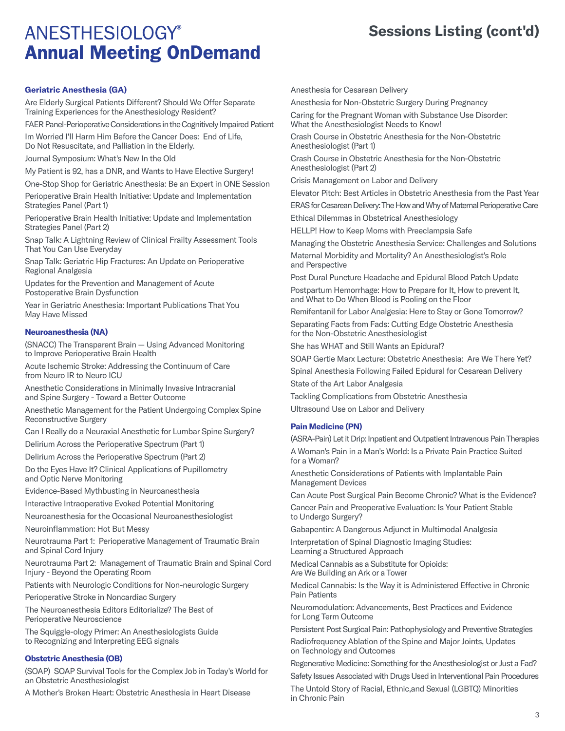# ANESTHESIOLOGY® Annual Meeting OnDemand

## Sessions Listing (cont'd)

### Geriatric Anesthesia (GA)

Are Elderly Surgical Patients Different? Should We Offer Separate Training Experiences for the Anesthesiology Resident?

FAER Panel-Perioperative Considerations in the Cognitively Impaired Patient

Im Worried I'll Harm Him Before the Cancer Does: End of Life, Do Not Resuscitate, and Palliation in the Elderly.

Journal Symposium: What's New In the Old

My Patient is 92, has a DNR, and Wants to Have Elective Surgery!

One-Stop Shop for Geriatric Anesthesia: Be an Expert in ONE Session

Perioperative Brain Health Initiative: Update and Implementation Strategies Panel (Part 1)

Perioperative Brain Health Initiative: Update and Implementation Strategies Panel (Part 2)

Snap Talk: A Lightning Review of Clinical Frailty Assessment Tools That You Can Use Everyday

Snap Talk: Geriatric Hip Fractures: An Update on Perioperative Regional Analgesia

Updates for the Prevention and Management of Acute Postoperative Brain Dysfunction

Year in Geriatric Anesthesia: Important Publications That You May Have Missed

### Neuroanesthesia (NA)

(SNACC) The Transparent Brain — Using Advanced Monitoring to Improve Perioperative Brain Health

Acute Ischemic Stroke: Addressing the Continuum of Care from Neuro IR to Neuro ICU

Anesthetic Considerations in Minimally Invasive Intracranial and Spine Surgery - Toward a Better Outcome

Anesthetic Management for the Patient Undergoing Complex Spine Reconstructive Surgery

Can I Really do a Neuraxial Anesthetic for Lumbar Spine Surgery?

Delirium Across the Perioperative Spectrum (Part 1)

Delirium Across the Perioperative Spectrum (Part 2)

Do the Eyes Have It? Clinical Applications of Pupillometry and Optic Nerve Monitoring

Evidence-Based Mythbusting in Neuroanesthesia

Interactive Intraoperative Evoked Potential Monitoring

Neuroanesthesia for the Occasional Neuroanesthesiologist

Neuroinflammation: Hot But Messy

Neurotrauma Part 1: Perioperative Management of Traumatic Brain and Spinal Cord Injury

Neurotrauma Part 2: Management of Traumatic Brain and Spinal Cord Injury - Beyond the Operating Room

Patients with Neurologic Conditions for Non-neurologic Surgery

Perioperative Stroke in Noncardiac Surgery

The Neuroanesthesia Editors Editorialize? The Best of Perioperative Neuroscience

The Squiggle-ology Primer: An Anesthesiologists Guide to Recognizing and Interpreting EEG signals

### Obstetric Anesthesia (OB)

(SOAP) SOAP Survival Tools for the Complex Job in Today's World for an Obstetric Anesthesiologist

A Mother's Broken Heart: Obstetric Anesthesia in Heart Disease

Anesthesia for Cesarean Delivery

Anesthesia for Non-Obstetric Surgery During Pregnancy

Caring for the Pregnant Woman with Substance Use Disorder: What the Anesthesiologist Needs to Know!

Crash Course in Obstetric Anesthesia for the Non-Obstetric Anesthesiologist (Part 1)

Crash Course in Obstetric Anesthesia for the Non-Obstetric Anesthesiologist (Part 2)

Crisis Management on Labor and Delivery

Elevator Pitch: Best Articles in Obstetric Anesthesia from the Past Year

ERAS for Cesarean Delivery: The How and Why of Maternal Perioperative Care

Ethical Dilemmas in Obstetrical Anesthesiology

HELLP! How to Keep Moms with Preeclampsia Safe

Managing the Obstetric Anesthesia Service: Challenges and Solutions

Maternal Morbidity and Mortality? An Anesthesiologist's Role and Perspective

Post Dural Puncture Headache and Epidural Blood Patch Update

Postpartum Hemorrhage: How to Prepare for It, How to prevent It, and What to Do When Blood is Pooling on the Floor

Remifentanil for Labor Analgesia: Here to Stay or Gone Tomorrow?

Separating Facts from Fads: Cutting Edge Obstetric Anesthesia for the Non-Obstetric Anesthesiologist

She has WHAT and Still Wants an Epidural?

SOAP Gertie Marx Lecture: Obstetric Anesthesia: Are We There Yet?

Spinal Anesthesia Following Failed Epidural for Cesarean Delivery

State of the Art Labor Analgesia

Tackling Complications from Obstetric Anesthesia

Ultrasound Use on Labor and Delivery

### Pain Medicine (PN)

(ASRA-Pain) Let it Drip: Inpatient and Outpatient Intravenous Pain Therapies

A Woman's Pain in a Man's World: Is a Private Pain Practice Suited for a Woman?

Anesthetic Considerations of Patients with Implantable Pain Management Devices

Can Acute Post Surgical Pain Become Chronic? What is the Evidence?

Cancer Pain and Preoperative Evaluation: Is Your Patient Stable to Undergo Surgery?

Gabapentin: A Dangerous Adjunct in Multimodal Analgesia

Interpretation of Spinal Diagnostic Imaging Studies: Learning a Structured Approach

Medical Cannabis as a Substitute for Opioids: Are We Building an Ark or a Tower

Medical Cannabis: Is the Way it is Administered Effective in Chronic Pain Patients

Neuromodulation: Advancements, Best Practices and Evidence for Long Term Outcome

Persistent Post Surgical Pain: Pathophysiology and Preventive Strategies

Radiofrequency Ablation of the Spine and Major Joints, Updates on Technology and Outcomes

Regenerative Medicine: Something for the Anesthesiologist or Just a Fad?

Safety Issues Associated with Drugs Used in Interventional Pain Procedures

The Untold Story of Racial, Ethnic,and Sexual (LGBTQ) Minorities in Chronic Pain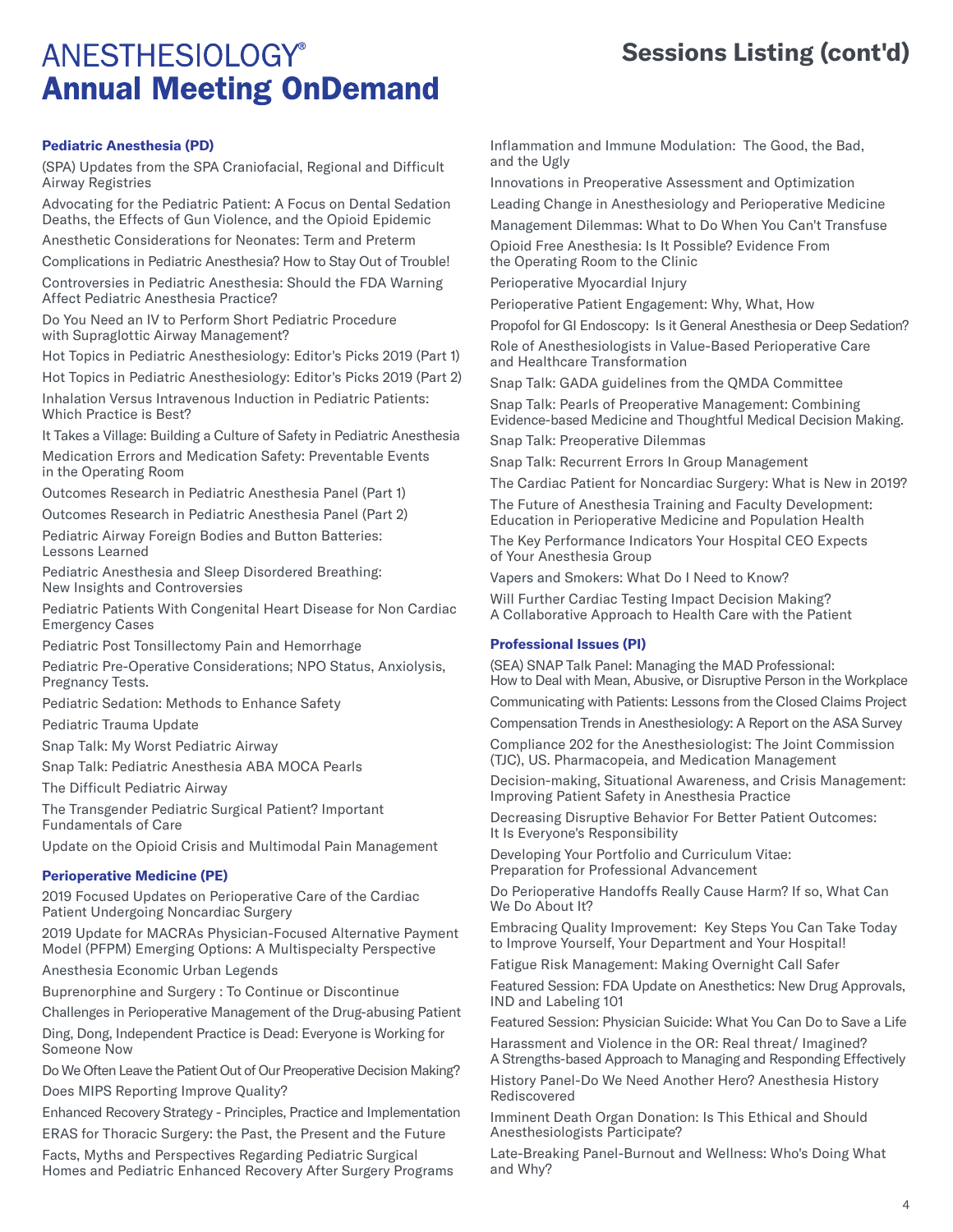# ANESTHESIOLOGY® Annual Meeting OnDemand

## Sessions Listing (cont'd)

### Pediatric Anesthesia (PD)

(SPA) Updates from the SPA Craniofacial, Regional and Difficult Airway Registries

Advocating for the Pediatric Patient: A Focus on Dental Sedation Deaths, the Effects of Gun Violence, and the Opioid Epidemic

Anesthetic Considerations for Neonates: Term and Preterm

Complications in Pediatric Anesthesia? How to Stay Out of Trouble!

Controversies in Pediatric Anesthesia: Should the FDA Warning Affect Pediatric Anesthesia Practice?

Do You Need an IV to Perform Short Pediatric Procedure with Supraglottic Airway Management?

Hot Topics in Pediatric Anesthesiology: Editor's Picks 2019 (Part 1)

Hot Topics in Pediatric Anesthesiology: Editor's Picks 2019 (Part 2)

Inhalation Versus Intravenous Induction in Pediatric Patients: Which Practice is Best?

It Takes a Village: Building a Culture of Safety in Pediatric Anesthesia

Medication Errors and Medication Safety: Preventable Events in the Operating Room

Outcomes Research in Pediatric Anesthesia Panel (Part 1)

Outcomes Research in Pediatric Anesthesia Panel (Part 2)

Pediatric Airway Foreign Bodies and Button Batteries: Lessons Learned

Pediatric Anesthesia and Sleep Disordered Breathing: New Insights and Controversies

Pediatric Patients With Congenital Heart Disease for Non Cardiac Emergency Cases

Pediatric Post Tonsillectomy Pain and Hemorrhage

Pediatric Pre-Operative Considerations; NPO Status, Anxiolysis, Pregnancy Tests.

Pediatric Sedation: Methods to Enhance Safety

Pediatric Trauma Update

Snap Talk: My Worst Pediatric Airway

Snap Talk: Pediatric Anesthesia ABA MOCA Pearls

The Difficult Pediatric Airway

The Transgender Pediatric Surgical Patient? Important Fundamentals of Care

Update on the Opioid Crisis and Multimodal Pain Management

### Perioperative Medicine (PE)

2019 Focused Updates on Perioperative Care of the Cardiac Patient Undergoing Noncardiac Surgery

2019 Update for MACRAs Physician-Focused Alternative Payment Model (PFPM) Emerging Options: A Multispecialty Perspective

Anesthesia Economic Urban Legends

Buprenorphine and Surgery : To Continue or Discontinue

Challenges in Perioperative Management of the Drug-abusing Patient

Ding, Dong, Independent Practice is Dead: Everyone is Working for Someone Now

Do We Often Leave the Patient Out of Our Preoperative Decision Making?

Does MIPS Reporting Improve Quality?

Enhanced Recovery Strategy - Principles, Practice and Implementation

ERAS for Thoracic Surgery: the Past, the Present and the Future

Facts, Myths and Perspectives Regarding Pediatric Surgical Homes and Pediatric Enhanced Recovery After Surgery Programs

Inflammation and Immune Modulation: The Good, the Bad, and the Ugly

Innovations in Preoperative Assessment and Optimization

Leading Change in Anesthesiology and Perioperative Medicine

Management Dilemmas: What to Do When You Can't Transfuse

Opioid Free Anesthesia: Is It Possible? Evidence From the Operating Room to the Clinic

Perioperative Myocardial Injury

Perioperative Patient Engagement: Why, What, How

Propofol for GI Endoscopy: Is it General Anesthesia or Deep Sedation?

Role of Anesthesiologists in Value-Based Perioperative Care and Healthcare Transformation

Snap Talk: GADA guidelines from the QMDA Committee

Snap Talk: Pearls of Preoperative Management: Combining Evidence-based Medicine and Thoughtful Medical Decision Making.

Snap Talk: Preoperative Dilemmas

Snap Talk: Recurrent Errors In Group Management

The Cardiac Patient for Noncardiac Surgery: What is New in 2019?

The Future of Anesthesia Training and Faculty Development: Education in Perioperative Medicine and Population Health

The Key Performance Indicators Your Hospital CEO Expects of Your Anesthesia Group

Vapers and Smokers: What Do I Need to Know?

Will Further Cardiac Testing Impact Decision Making? A Collaborative Approach to Health Care with the Patient

### Professional Issues (PI)

(SEA) SNAP Talk Panel: Managing the MAD Professional: How to Deal with Mean, Abusive, or Disruptive Person in the Workplace

Communicating with Patients: Lessons from the Closed Claims Project

Compensation Trends in Anesthesiology: A Report on the ASA Survey

Compliance 202 for the Anesthesiologist: The Joint Commission (TJC), US. Pharmacopeia, and Medication Management

Decision-making, Situational Awareness, and Crisis Management: Improving Patient Safety in Anesthesia Practice

Decreasing Disruptive Behavior For Better Patient Outcomes: It Is Everyone's Responsibility

Developing Your Portfolio and Curriculum Vitae: Preparation for Professional Advancement

Do Perioperative Handoffs Really Cause Harm? If so, What Can We Do About It?

Embracing Quality Improvement: Key Steps You Can Take Today to Improve Yourself, Your Department and Your Hospital!

Fatigue Risk Management: Making Overnight Call Safer

Featured Session: FDA Update on Anesthetics: New Drug Approvals, IND and Labeling 101

Featured Session: Physician Suicide: What You Can Do to Save a Life

Harassment and Violence in the OR: Real threat/ Imagined? A Strengths-based Approach to Managing and Responding Effectively

History Panel-Do We Need Another Hero? Anesthesia History Rediscovered

Imminent Death Organ Donation: Is This Ethical and Should Anesthesiologists Participate?

Late-Breaking Panel-Burnout and Wellness: Who's Doing What and Why?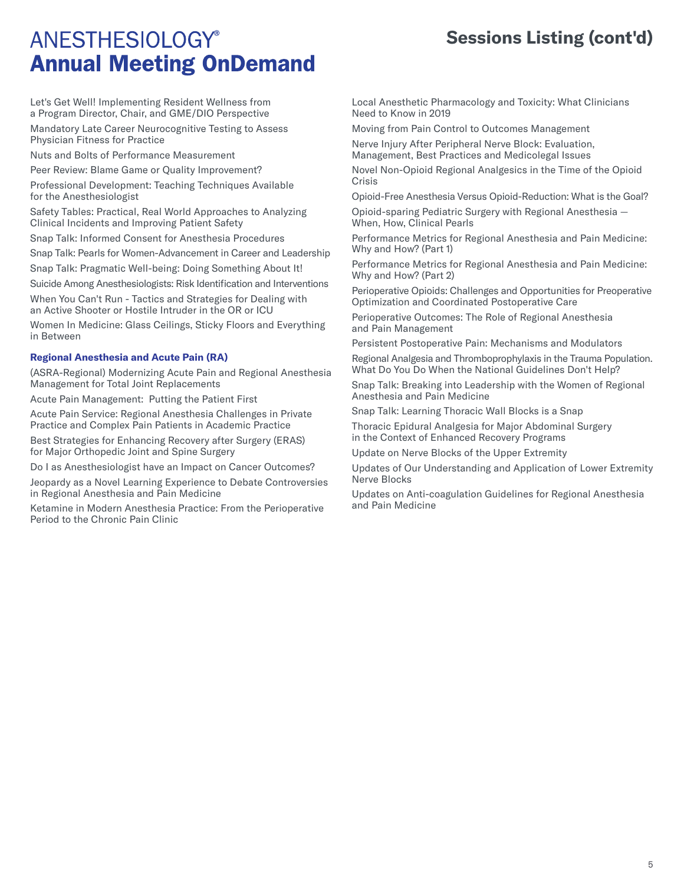# ANESTHESIOLOGY® Annual Meeting OnDemand

## Sessions Listing (cont'd)

Let's Get Well! Implementing Resident Wellness from a Program Director, Chair, and GME/DIO Perspective

Mandatory Late Career Neurocognitive Testing to Assess Physician Fitness for Practice

Nuts and Bolts of Performance Measurement

Peer Review: Blame Game or Quality Improvement?

Professional Development: Teaching Techniques Available for the Anesthesiologist

Safety Tables: Practical, Real World Approaches to Analyzing Clinical Incidents and Improving Patient Safety

Snap Talk: Informed Consent for Anesthesia Procedures

Snap Talk: Pearls for Women-Advancement in Career and Leadership

Snap Talk: Pragmatic Well-being: Doing Something About It!

Suicide Among Anesthesiologists: Risk Identification and Interventions

When You Can't Run - Tactics and Strategies for Dealing with an Active Shooter or Hostile Intruder in the OR or ICU

Women In Medicine: Glass Ceilings, Sticky Floors and Everything in Between

### Regional Anesthesia and Acute Pain (RA)

(ASRA-Regional) Modernizing Acute Pain and Regional Anesthesia Management for Total Joint Replacements

Acute Pain Management: Putting the Patient First

Acute Pain Service: Regional Anesthesia Challenges in Private Practice and Complex Pain Patients in Academic Practice

Best Strategies for Enhancing Recovery after Surgery (ERAS) for Major Orthopedic Joint and Spine Surgery

Do I as Anesthesiologist have an Impact on Cancer Outcomes?

Jeopardy as a Novel Learning Experience to Debate Controversies in Regional Anesthesia and Pain Medicine

Ketamine in Modern Anesthesia Practice: From the Perioperative Period to the Chronic Pain Clinic

Local Anesthetic Pharmacology and Toxicity: What Clinicians Need to Know in 2019

Moving from Pain Control to Outcomes Management

Nerve Injury After Peripheral Nerve Block: Evaluation, Management, Best Practices and Medicolegal Issues

Novel Non-Opioid Regional Analgesics in the Time of the Opioid Crisis

Opioid-Free Anesthesia Versus Opioid-Reduction: What is the Goal?

Opioid-sparing Pediatric Surgery with Regional Anesthesia — When, How, Clinical Pearls

Performance Metrics for Regional Anesthesia and Pain Medicine: Why and How? (Part 1)

Performance Metrics for Regional Anesthesia and Pain Medicine: Why and How? (Part 2)

Perioperative Opioids: Challenges and Opportunities for Preoperative Optimization and Coordinated Postoperative Care

Perioperative Outcomes: The Role of Regional Anesthesia and Pain Management

Persistent Postoperative Pain: Mechanisms and Modulators

Regional Analgesia and Thromboprophylaxis in the Trauma Population. What Do You Do When the National Guidelines Don't Help?

Snap Talk: Breaking into Leadership with the Women of Regional Anesthesia and Pain Medicine

Snap Talk: Learning Thoracic Wall Blocks is a Snap

Thoracic Epidural Analgesia for Major Abdominal Surgery in the Context of Enhanced Recovery Programs

Update on Nerve Blocks of the Upper Extremity

Updates of Our Understanding and Application of Lower Extremity Nerve Blocks

Updates on Anti-coagulation Guidelines for Regional Anesthesia and Pain Medicine